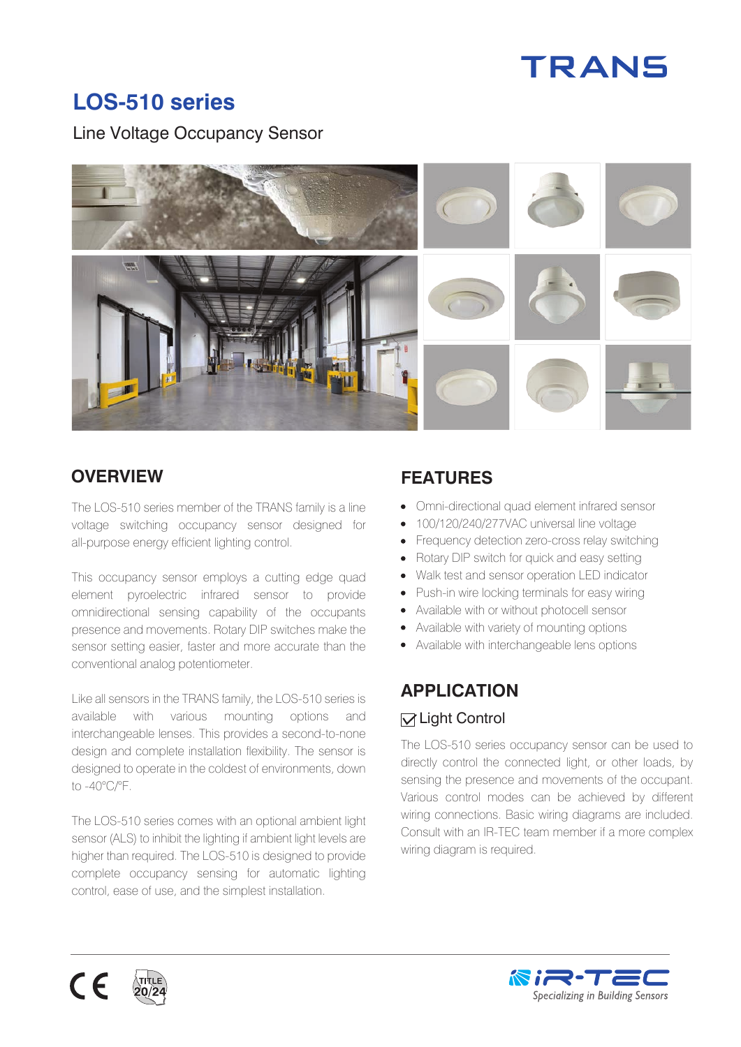TRANS

# LOS-510 series

Line Voltage Occupancy Sensor

## OVERVIEW

The LOS-510 series member of the TRANS family is a line voltage switching occupancy sensor designed for all-purpose energy efficient lighting control.

This occupancy sensor employs a cutting edge quad element pyroelectric infrared sensor to provide omnidirectional sensing capability of the occupants presence and movements. Rotary DIP switches make the sensor setting easier, faster and more accurate than the conventional analog potentiometer.

Like all sensors in the TRANS family, the LOS-510 series is available with various mounting options and interchangeable lenses. This provides a second-to-none design and complete installation flexibility. The sensor is designed to operate in the coldest of environments, down to -40°C/°F.

The LOS-510 series comes with an optional ambient light sensor (ALS) to inhibit the lighting if ambient light levels are higher than required. The LOS-510 is designed to provide complete occupancy sensing for automatic lighting control, ease of use, and the simplest installation.

## FEATURES

- Omni-directional quad element infrared sensor
- 100/120/240/277VAC universal line voltage
- Frequency detection zero-cross relay switching
- Rotary DIP switch for quick and easy setting
- Walk test and sensor operation LED indicator
- Push-in wire locking terminals for easy wiring
- Available with or without photocell sensor
- Available with variety of mounting options
- Available with interchangeable lens options

## APPLICATION

☑ Light Control

The LOS-510 series occupancy sensor can be used to directly control the connected light, or other loads, by sensing the presence and movements of the occupant. Various control modes can be achieved by different wiring connections. Basic wiring diagrams are included. Consult with an IR-TEC team member if a more complex wiring diagram is required.

CE TITLE 20/24

iR-TEC Specializing in Building Sensors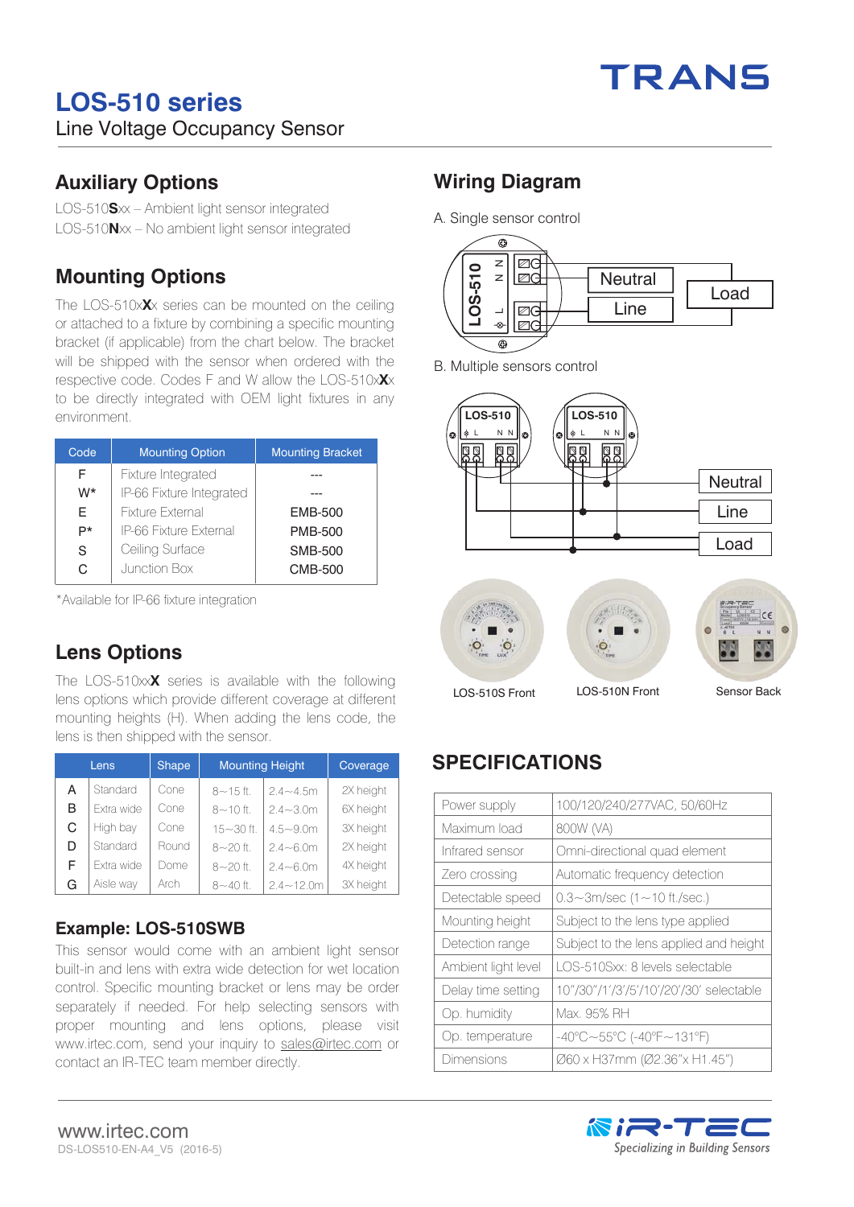# LOS-510 series

Line Voltage Occupancy Sensor

## Auxiliary Options

LOS-510**S**xx – Ambient light sensor integrated
LOS-510**N**xx – No ambient light sensor integrated

## Mounting Options

The LOS-510x**X**x series can be mounted on the ceiling or attached to a fixture by combining a specific mounting bracket (if applicable) from the chart below. The bracket will be shipped with the sensor when ordered with the respective code. Codes F and W allow the LOS-510x**X**x to be directly integrated with OEM light fixtures in any environment.

| Code | Mounting Option | Mounting Bracket |
|---|---|---|
| F | Fixture Integrated | --- |
| W* | IP-66 Fixture Integrated | --- |
| E | Fixture External | EMB-500 |
| P* | IP-66 Fixture External | PMB-500 |
| S | Ceiling Surface | SMB-500 |
| C | Junction Box | CMB-500 |

*Available for IP-66 fixture integration

## Lens Options

The LOS-510xx**X** series is available with the following lens options which provide different coverage at different mounting heights (H). When adding the lens code, the lens is then shipped with the sensor.

| Lens | | Shape | Mounting Height | | Coverage |
|---|---|---|---|---|---|
| A | Standard | Cone | 8~15 ft. | 2.4~4.5m | 2X height |
| B | Extra wide | Cone | 8~10 ft. | 2.4~3.0m | 6X height |
| C | High bay | Cone | 15~30 ft. | 4.5~9.0m | 3X height |
| D | Standard | Round | 8~20 ft. | 2.4~6.0m | 2X height |
| F | Extra wide | Dome | 8~20 ft. | 2.4~6.0m | 4X height |
| G | Aisle way | Arch | 8~40 ft. | 2.4~12.0m | 3X height |

### Example: LOS-510SWB

This sensor would come with an ambient light sensor built-in and lens with extra wide detection for wet location control. Specific mounting bracket or lens may be order separately if needed. For help selecting sensors with proper mounting and lens options, please visit www.irtec.com, send your inquiry to sales@irtec.com or contact an IR-TEC team member directly.

## Wiring Diagram

A. Single sensor control

LOS-510
N N L
Neutral
Line
Load

B. Multiple sensors control

LOS-510
LOS-510
Neutral
Line
Load

LOS-510S Front
LOS-510N Front
Sensor Back

## SPECIFICATIONS

| | |
|---|---|
| Power supply | 100/120/240/277VAC, 50/60Hz |
| Maximum load | 800W (VA) |
| Infrared sensor | Omni-directional quad element |
| Zero crossing | Automatic frequency detection |
| Detectable speed | 0.3~3m/sec (1~10 ft./sec.) |
| Mounting height | Subject to the lens type applied |
| Detection range | Subject to the lens applied and height |
| Ambient light level | LOS-510Sxx: 8 levels selectable |
| Delay time setting | 10"/30"/1'/3'/5'/10'/20'/30' selectable |
| Op. humidity | Max. 95% RH |
| Op. temperature | -40°C~55°C (-40°F~131°F) |
| Dimensions | Ø60 x H37mm (Ø2.36"x H1.45") |

www.irtec.com
DS-LOS510-EN-A4_V5 (2016-5)

IR-TEC
Specializing in Building Sensors